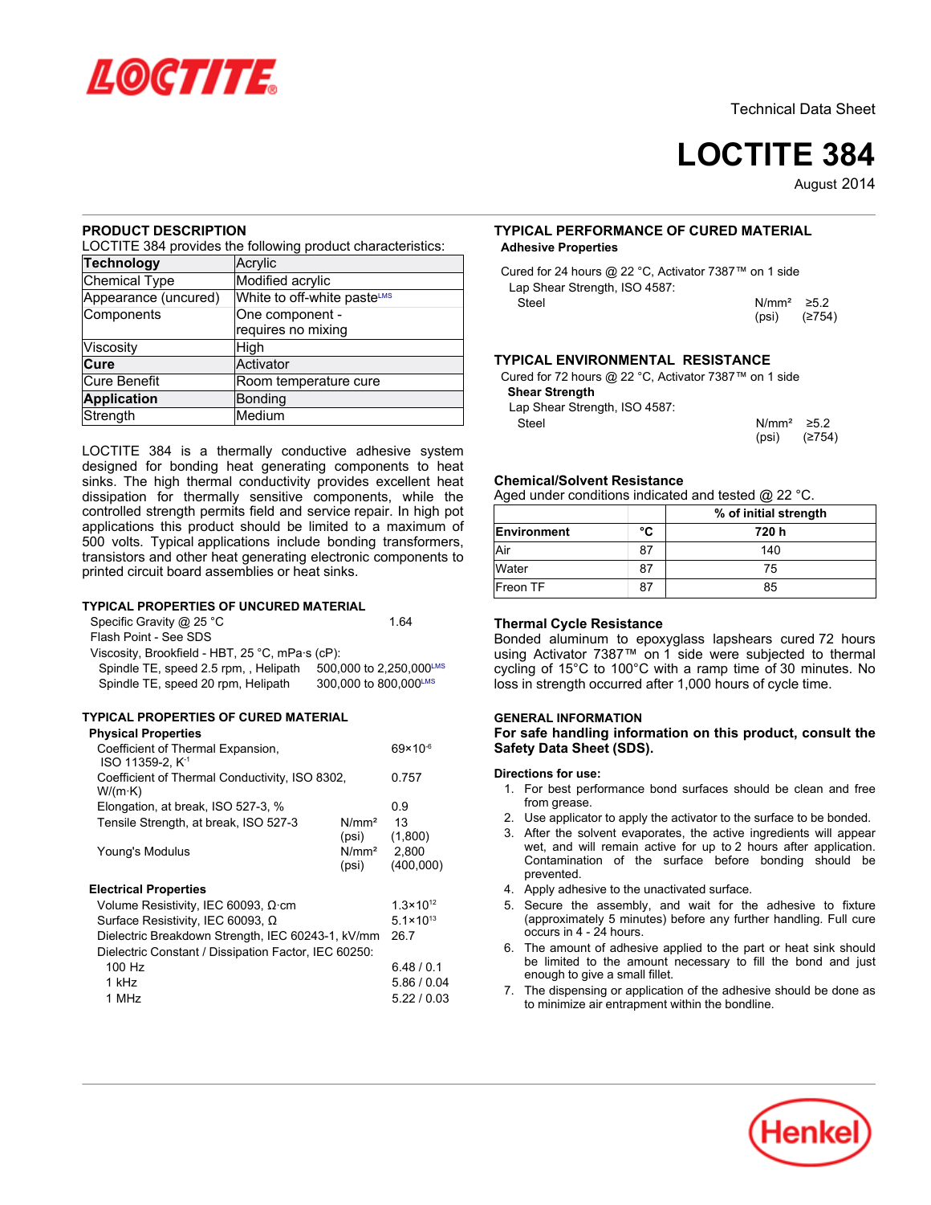Technical Data Sheet

# LOCTITE 384

August 2014

## PRODUCT DESCRIPTION

LOCTITE 384 provides the following product characteristics:

| **Technology** | Acrylic |
|---|---|
| Chemical Type | Modified acrylic |
| Appearance (uncured) | White to off-white paste[LMS] |
| Components | One component - requires no mixing |
| Viscosity | High |
| **Cure** | Activator |
| Cure Benefit | Room temperature cure |
| **Application** | Bonding |
| Strength | Medium |

LOCTITE 384 is a thermally conductive adhesive system designed for bonding heat generating components to heat sinks. The high thermal conductivity provides excellent heat dissipation for thermally sensitive components, while the controlled strength permits field and service repair. In high pot applications this product should be limited to a maximum of 500 volts. Typical applications include bonding transformers, transistors and other heat generating electronic components to printed circuit board assemblies or heat sinks.

## TYPICAL PROPERTIES OF UNCURED MATERIAL

Specific Gravity @ 25 °C — 1.64

Flash Point - See SDS

Viscosity, Brookfield - HBT, 25 °C, mPa·s (cP):

- Spindle TE, speed 2.5 rpm, , Helipath — 500,000 to 2,250,000[LMS]
- Spindle TE, speed 20 rpm, Helipath — 300,000 to 800,000[LMS]

## TYPICAL PROPERTIES OF CURED MATERIAL

### Physical Properties

| Property | Unit | Value |
|---|---|---|
| Coefficient of Thermal Expansion, ISO 11359-2, $K^{-1}$ | | $69\times10^{-6}$ |
| Coefficient of Thermal Conductivity, ISO 8302, W/(m·K) | | 0.757 |
| Elongation, at break, ISO 527-3, % | | 0.9 |
| Tensile Strength, at break, ISO 527-3 | N/mm² (psi) | 13 (1,800) |
| Young's Modulus | N/mm² (psi) | 2,800 (400,000) |

### Electrical Properties

| Property | Value |
|---|---|
| Volume Resistivity, IEC 60093, Ω·cm | $1.3\times10^{12}$ |
| Surface Resistivity, IEC 60093, Ω | $5.1\times10^{13}$ |
| Dielectric Breakdown Strength, IEC 60243-1, kV/mm | 26.7 |
| Dielectric Constant / Dissipation Factor, IEC 60250: | |
| 100 Hz | 6.48 / 0.1 |
| 1 kHz | 5.86 / 0.04 |
| 1 MHz | 5.22 / 0.03 |

## TYPICAL PERFORMANCE OF CURED MATERIAL

### Adhesive Properties

Cured for 24 hours @ 22 °C, Activator 7387™ on 1 side

Lap Shear Strength, ISO 4587:

Steel — N/mm² ≥5.2 (psi) (≥754)

## TYPICAL ENVIRONMENTAL RESISTANCE

Cured for 72 hours @ 22 °C, Activator 7387™ on 1 side

**Shear Strength**

Lap Shear Strength, ISO 4587:

Steel — N/mm² ≥5.2 (psi) (≥754)

### Chemical/Solvent Resistance

Aged under conditions indicated and tested @ 22 °C.

| | | % of initial strength |
|---|---|---|
| **Environment** | **°C** | **720 h** |
| Air | 87 | 140 |
| Water | 87 | 75 |
| Freon TF | 87 | 85 |

### Thermal Cycle Resistance

Bonded aluminum to epoxyglass lapshears cured 72 hours using Activator 7387™ on 1 side were subjected to thermal cycling of 15°C to 100°C with a ramp time of 30 minutes. No loss in strength occurred after 1,000 hours of cycle time.

## GENERAL INFORMATION

**For safe handling information on this product, consult the Safety Data Sheet (SDS).**

**Directions for use:**

1. For best performance bond surfaces should be clean and free from grease.
2. Use applicator to apply the activator to the surface to be bonded.
3. After the solvent evaporates, the active ingredients will appear wet, and will remain active for up to 2 hours after application. Contamination of the surface before bonding should be prevented.
4. Apply adhesive to the unactivated surface.
5. Secure the assembly, and wait for the adhesive to fixture (approximately 5 minutes) before any further handling. Full cure occurs in 4 - 24 hours.
6. The amount of adhesive applied to the part or heat sink should be limited to the amount necessary to fill the bond and just enough to give a small fillet.
7. The dispensing or application of the adhesive should be done as to minimize air entrapment within the bondline.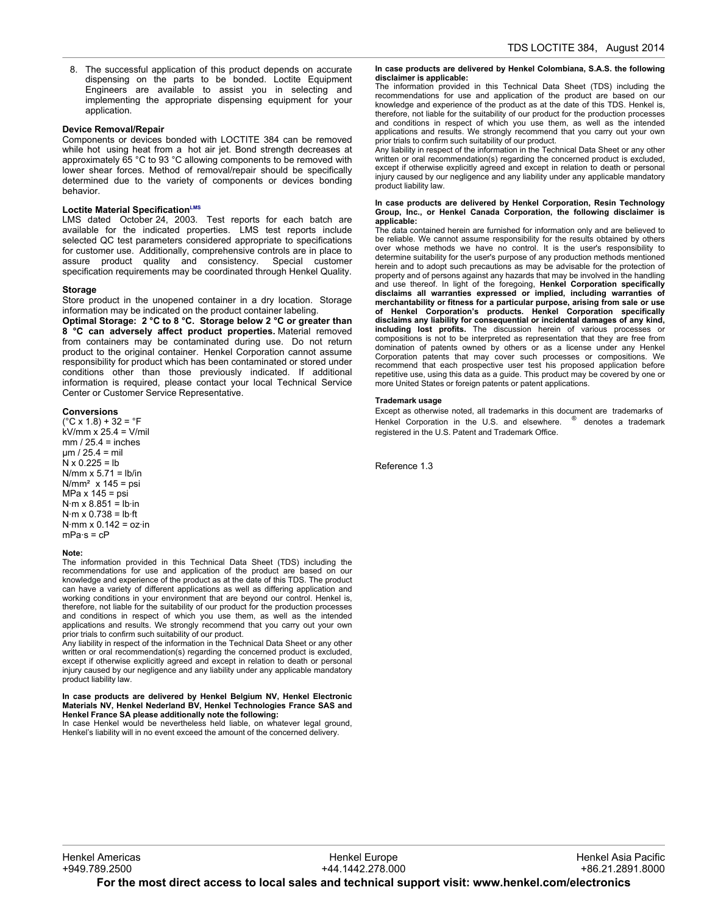8. The successful application of this product depends on accurate dispensing on the parts to be bonded. Loctite Equipment Engineers are available to assist you in selecting and implementing the appropriate dispensing equipment for your application.

**Device Removal/Repair**

Components or devices bonded with LOCTITE 384 can be removed while hot using heat from a hot air jet. Bond strength decreases at approximately 65 °C to 93 °C allowing components to be removed with lower shear forces. Method of removal/repair should be specifically determined due to the variety of components or devices bonding behavior.

**Loctite Material Specification**[LMS]

LMS dated October 24, 2003. Test reports for each batch are available for the indicated properties. LMS test reports include selected QC test parameters considered appropriate to specifications for customer use. Additionally, comprehensive controls are in place to assure product quality and consistency. Special customer specification requirements may be coordinated through Henkel Quality.

**Storage**

Store product in the unopened container in a dry location. Storage information may be indicated on the product container labeling.

**Optimal Storage: 2 °C to 8 °C. Storage below 2 °C or greater than 8 °C can adversely affect product properties.** Material removed from containers may be contaminated during use. Do not return product to the original container. Henkel Corporation cannot assume responsibility for product which has been contaminated or stored under conditions other than those previously indicated. If additional information is required, please contact your local Technical Service Center or Customer Service Representative.

**Conversions**

(°C x 1.8) + 32 = °F
kV/mm x 25.4 = V/mil
mm / 25.4 = inches
µm / 25.4 = mil
N x 0.225 = lb
N/mm x 5.71 = lb/in
N/mm² x 145 = psi
MPa x 145 = psi
N·m x 8.851 = lb·in
N·m x 0.738 = lb·ft
N·mm x 0.142 = oz·in
mPa·s = cP

**Note:**

The information provided in this Technical Data Sheet (TDS) including the recommendations for use and application of the product are based on our knowledge and experience of the product as at the date of this TDS. The product can have a variety of different applications as well as differing application and working conditions in your environment that are beyond our control. Henkel is, therefore, not liable for the suitability of our product for the production processes and conditions in respect of which you use them, as well as the intended applications and results. We strongly recommend that you carry out your own prior trials to confirm such suitability of our product.

Any liability in respect of the information in the Technical Data Sheet or any other written or oral recommendation(s) regarding the concerned product is excluded, except if otherwise explicitly agreed and except in relation to death or personal injury caused by our negligence and any liability under any applicable mandatory product liability law.

**In case products are delivered by Henkel Belgium NV, Henkel Electronic Materials NV, Henkel Nederland BV, Henkel Technologies France SAS and Henkel France SA please additionally note the following:**

In case Henkel would be nevertheless held liable, on whatever legal ground, Henkel's liability will in no event exceed the amount of the concerned delivery.

**In case products are delivered by Henkel Colombiana, S.A.S. the following disclaimer is applicable:**

The information provided in this Technical Data Sheet (TDS) including the recommendations for use and application of the product are based on our knowledge and experience of the product as at the date of this TDS. Henkel is, therefore, not liable for the suitability of our product for the production processes and conditions in respect of which you use them, as well as the intended applications and results. We strongly recommend that you carry out your own prior trials to confirm such suitability of our product.

Any liability in respect of the information in the Technical Data Sheet or any other written or oral recommendation(s) regarding the concerned product is excluded, except if otherwise explicitly agreed and except in relation to death or personal injury caused by our negligence and any liability under any applicable mandatory product liability law.

**In case products are delivered by Henkel Corporation, Resin Technology Group, Inc., or Henkel Canada Corporation, the following disclaimer is applicable:**

The data contained herein are furnished for information only and are believed to be reliable. We cannot assume responsibility for the results obtained by others over whose methods we have no control. It is the user's responsibility to determine suitability for the user's purpose of any production methods mentioned herein and to adopt such precautions as may be advisable for the protection of property and of persons against any hazards that may be involved in the handling and use thereof. In light of the foregoing, **Henkel Corporation specifically disclaims all warranties expressed or implied, including warranties of merchantability or fitness for a particular purpose, arising from sale or use of Henkel Corporation's products. Henkel Corporation specifically disclaims any liability for consequential or incidental damages of any kind, including lost profits.** The discussion herein of various processes or compositions is not to be interpreted as representation that they are free from domination of patents owned by others or as a license under any Henkel Corporation patents that may cover such processes or compositions. We recommend that each prospective user test his proposed application before repetitive use, using this data as a guide. This product may be covered by one or more United States or foreign patents or patent applications.

**Trademark usage**

Except as otherwise noted, all trademarks in this document are trademarks of Henkel Corporation in the U.S. and elsewhere. ® denotes a trademark registered in the U.S. Patent and Trademark Office.

Reference 1.3